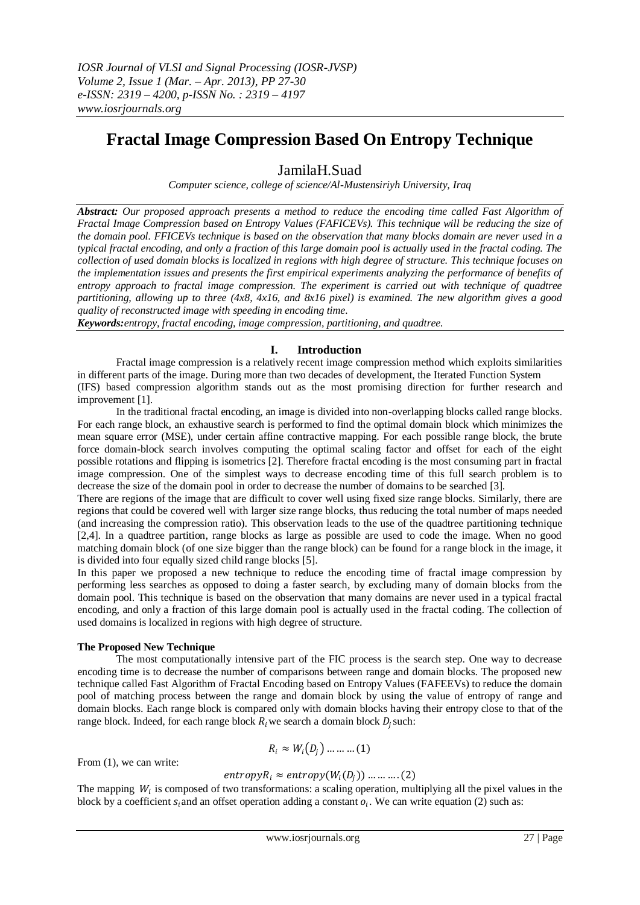# Fractal Image Compression Based On Entropy Technique

JamilaH.Suad

*Computer science, college of science/Al-Mustensiriyh University, Iraq*

***Abstract:*** *Our proposed approach presents a method to reduce the encoding time called Fast Algorithm of Fractal Image Compression based on Entropy Values (FAFICEVs). This technique will be reducing the size of the domain pool. FFICEVs technique is based on the observation that many blocks domain are never used in a typical fractal encoding, and only a fraction of this large domain pool is actually used in the fractal coding. The collection of used domain blocks is localized in regions with high degree of structure. This technique focuses on the implementation issues and presents the first empirical experiments analyzing the performance of benefits of entropy approach to fractal image compression. The experiment is carried out with technique of quadtree partitioning, allowing up to three (4x8, 4x16, and 8x16 pixel) is examined. The new algorithm gives a good quality of reconstructed image with speeding in encoding time.*

***Keywords:*** *entropy, fractal encoding, image compression, partitioning, and quadtree.*

## I. Introduction

Fractal image compression is a relatively recent image compression method which exploits similarities in different parts of the image. During more than two decades of development, the Iterated Function System (IFS) based compression algorithm stands out as the most promising direction for further research and improvement [1].

In the traditional fractal encoding, an image is divided into non-overlapping blocks called range blocks. For each range block, an exhaustive search is performed to find the optimal domain block which minimizes the mean square error (MSE), under certain affine contractive mapping. For each possible range block, the brute force domain-block search involves computing the optimal scaling factor and offset for each of the eight possible rotations and flipping is isometrics [2]. Therefore fractal encoding is the most consuming part in fractal image compression. One of the simplest ways to decrease encoding time of this full search problem is to decrease the size of the domain pool in order to decrease the number of domains to be searched [3].

There are regions of the image that are difficult to cover well using fixed size range blocks. Similarly, there are regions that could be covered well with larger size range blocks, thus reducing the total number of maps needed (and increasing the compression ratio). This observation leads to the use of the quadtree partitioning technique [2,4]. In a quadtree partition, range blocks as large as possible are used to code the image. When no good matching domain block (of one size bigger than the range block) can be found for a range block in the image, it is divided into four equally sized child range blocks [5].

In this paper we proposed a new technique to reduce the encoding time of fractal image compression by performing less searches as opposed to doing a faster search, by excluding many of domain blocks from the domain pool. This technique is based on the observation that many domains are never used in a typical fractal encoding, and only a fraction of this large domain pool is actually used in the fractal coding. The collection of used domains is localized in regions with high degree of structure.

**The Proposed New Technique**

The most computationally intensive part of the FIC process is the search step. One way to decrease encoding time is to decrease the number of comparisons between range and domain blocks. The proposed new technique called Fast Algorithm of Fractal Encoding based on Entropy Values (FAFEEVs) to reduce the domain pool of matching process between the range and domain block by using the value of entropy of range and domain blocks. Each range block is compared only with domain blocks having their entropy close to that of the range block. Indeed, for each range block $R_i$ we search a domain block $D_j$ such:

$$R_i \approx W_i(D_j) \ldots\ldots\ldots(1)$$

From (1), we can write:

$$entropyR_i \approx entropy(W_i(D_j)) \ldots\ldots\ldots.(2)$$

The mapping $W_i$ is composed of two transformations: a scaling operation, multiplying all the pixel values in the block by a coefficient $s_i$ and an offset operation adding a constant $o_i$. We can write equation (2) such as: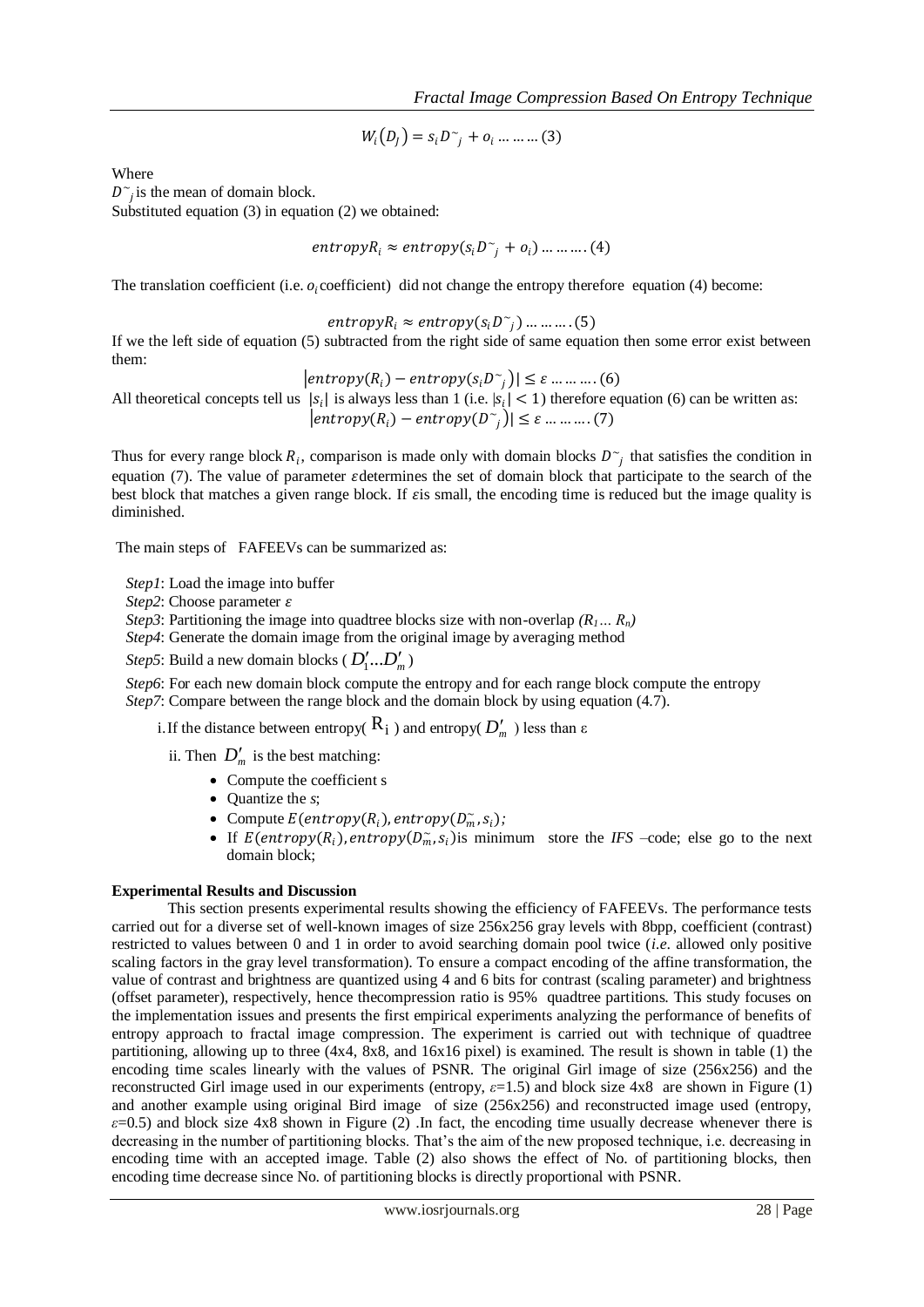$$W_i(D_j) = s_i D^{\sim}_j + o_i \ldots\ldots\ldots (3)$$

Where

$D^{\sim}_j$ is the mean of domain block.

Substituted equation (3) in equation (2) we obtained:

$$entropyR_i \approx entropy(s_i D^{\sim}_j + o_i) \ldots\ldots\ldots (4)$$

The translation coefficient (i.e. $o_i$ coefficient) did not change the entropy therefore equation (4) become:

$$entropyR_i \approx entropy(s_i D^{\sim}_j) \ldots\ldots\ldots (5)$$

If we the left side of equation (5) subtracted from the right side of same equation then some error exist between them:

$$|entropy(R_i) - entropy(s_i D^{\sim}_j)| \le \varepsilon \ldots\ldots\ldots (6)$$

All theoretical concepts tell us $|s_i|$ is always less than 1 (i.e. $|s_i| < 1$) therefore equation (6) can be written as:

$$|entropy(R_i) - entropy(D^{\sim}_j)| \le \varepsilon \ldots\ldots\ldots (7)$$

Thus for every range block $R_i$, comparison is made only with domain blocks $D^{\sim}_j$ that satisfies the condition in equation (7). The value of parameter $\varepsilon$determines the set of domain block that participate to the search of the best block that matches a given range block. If $\varepsilon$is small, the encoding time is reduced but the image quality is diminished.

The main steps of FAFEEVs can be summarized as:

*Step1*: Load the image into buffer

*Step2*: Choose parameter $\varepsilon$

*Step3*: Partitioning the image into quadtree blocks size with non-overlap *($R_1 \ldots R_n$)*

*Step4*: Generate the domain image from the original image by averaging method

*Step5*: Build a new domain blocks ( $D'_1 \ldots D'_m$ )

*Step6*: For each new domain block compute the entropy and for each range block compute the entropy

*Step7*: Compare between the range block and the domain block by using equation (4.7).

i. If the distance between entropy( $R_i$ ) and entropy( $D'_m$ ) less than ε

ii. Then $D'_m$ is the best matching:

- Compute the coefficient s
- Quantize the *s*;
- Compute $E(entropy(R_i), entropy(D^{\sim}_m, s_i)$;
- If $E(entropy(R_i), entropy(D^{\sim}_m, s_i)$is minimum store the *IFS* –code; else go to the next domain block;

**Experimental Results and Discussion**

This section presents experimental results showing the efficiency of FAFEEVs. The performance tests carried out for a diverse set of well-known images of size 256x256 gray levels with 8bpp, coefficient (contrast) restricted to values between 0 and 1 in order to avoid searching domain pool twice (*i.e.* allowed only positive scaling factors in the gray level transformation). To ensure a compact encoding of the affine transformation, the value of contrast and brightness are quantized using 4 and 6 bits for contrast (scaling parameter) and brightness (offset parameter), respectively, hence thecompression ratio is 95% quadtree partitions. This study focuses on the implementation issues and presents the first empirical experiments analyzing the performance of benefits of entropy approach to fractal image compression. The experiment is carried out with technique of quadtree partitioning, allowing up to three (4x4, 8x8, and 16x16 pixel) is examined. The result is shown in table (1) the encoding time scales linearly with the values of PSNR. The original Girl image of size (256x256) and the reconstructed Girl image used in our experiments (entropy, $\varepsilon$=1.5) and block size 4x8 are shown in Figure (1) and another example using original Bird image of size (256x256) and reconstructed image used (entropy, $\varepsilon$=0.5) and block size 4x8 shown in Figure (2) .In fact, the encoding time usually decrease whenever there is decreasing in the number of partitioning blocks. That's the aim of the new proposed technique, i.e. decreasing in encoding time with an accepted image. Table (2) also shows the effect of No. of partitioning blocks, then encoding time decrease since No. of partitioning blocks is directly proportional with PSNR.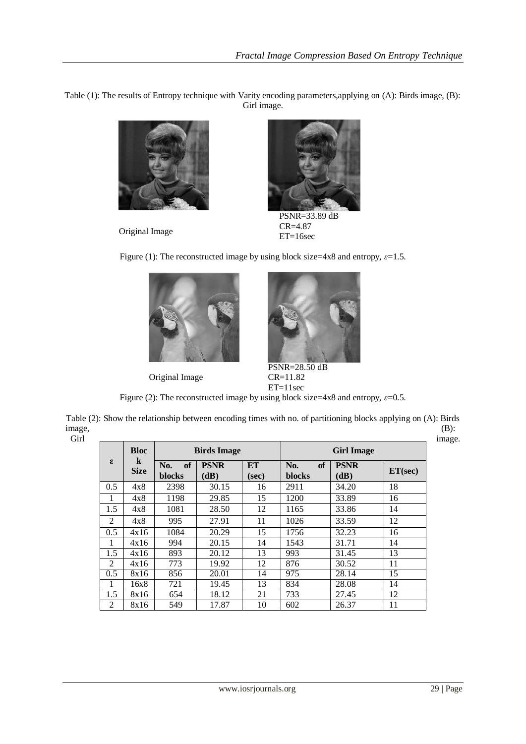Table (1): The results of Entropy technique with Varity encoding parameters,applying on (A): Birds image, (B): Girl image.

Original Image

PSNR=33.89 dB
CR=4.87
ET=16sec

Figure (1): The reconstructed image by using block size=4x8 and entropy, $\varepsilon$=1.5.

Original Image

PSNR=28.50 dB
CR=11.82
ET=11sec

Figure (2): The reconstructed image by using block size=4x8 and entropy, $\varepsilon$=0.5.

Table (2): Show the relationship between encoding times with no. of partitioning blocks applying on (A): Birds image, (B): Girl image.

| ε | Block Size | Birds Image | | | Girl Image | | |
|---|---|---|---|---|---|---|---|
| | | No. of blocks | PSNR (dB) | ET (sec) | No. of blocks | PSNR (dB) | ET(sec) |
| 0.5 | 4x8 | 2398 | 30.15 | 16 | 2911 | 34.20 | 18 |
| 1 | 4x8 | 1198 | 29.85 | 15 | 1200 | 33.89 | 16 |
| 1.5 | 4x8 | 1081 | 28.50 | 12 | 1165 | 33.86 | 14 |
| 2 | 4x8 | 995 | 27.91 | 11 | 1026 | 33.59 | 12 |
| 0.5 | 4x16 | 1084 | 20.29 | 15 | 1756 | 32.23 | 16 |
| 1 | 4x16 | 994 | 20.15 | 14 | 1543 | 31.71 | 14 |
| 1.5 | 4x16 | 893 | 20.12 | 13 | 993 | 31.45 | 13 |
| 2 | 4x16 | 773 | 19.92 | 12 | 876 | 30.52 | 11 |
| 0.5 | 8x16 | 856 | 20.01 | 14 | 975 | 28.14 | 15 |
| 1 | 16x8 | 721 | 19.45 | 13 | 834 | 28.08 | 14 |
| 1.5 | 8x16 | 654 | 18.12 | 21 | 733 | 27.45 | 12 |
| 2 | 8x16 | 549 | 17.87 | 10 | 602 | 26.37 | 11 |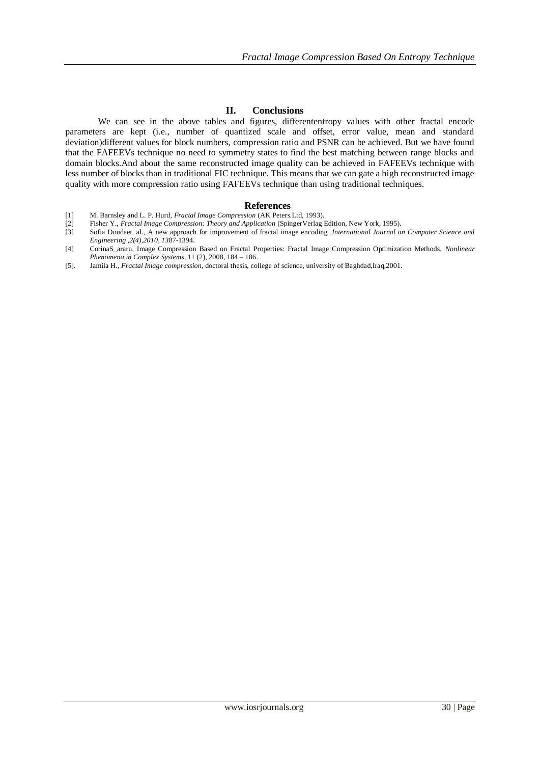## II. Conclusions

We can see in the above tables and figures, differententropy values with other fractal encode parameters are kept (i.e., number of quantized scale and offset, error value, mean and standard deviation)different values for block numbers, compression ratio and PSNR can be achieved. But we have found that the FAFEEVs technique no need to symmetry states to find the best matching between range blocks and domain blocks.And about the same reconstructed image quality can be achieved in FAFEEVs technique with less number of blocks than in traditional FIC technique. This means that we can gate a high reconstructed image quality with more compression ratio using FAFEEVs technique than using traditional techniques.

## References

[1] M. Barnsley and L. P. Hurd, *Fractal Image Compression* (AK Peters.Ltd, 1993).

[2] Fisher Y., *Fractal Image Compression: Theory and Application* (SpingerVerlag Edition, New York, 1995).

[3] Sofia Doudaet. al., A new approach for improvement of fractal image encoding ,*International Journal on Computer Science and Engineering ,2(4),2010, 13*87-1394.

[4] CorinaS_araru, Image Compression Based on Fractal Properties: Fractal Image Compression Optimization Methods, *Nonlinear Phenomena in Complex Systems*, 11 (2), 2008, 184 – 186.

[5]. Jamila H., *Fractal Image compression*, doctoral thesis, college of science, university of Baghdad,Iraq,2001.